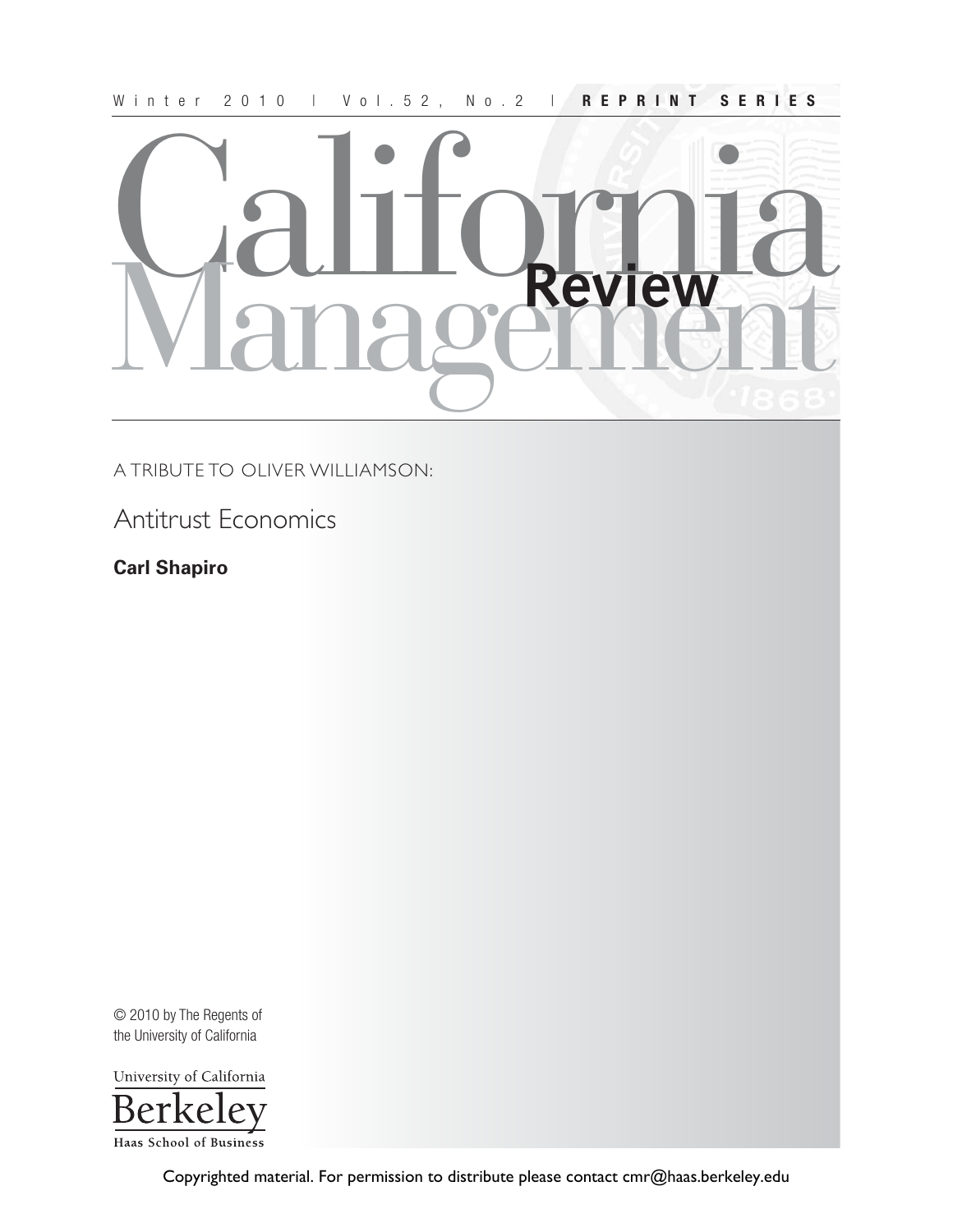Winter 2010 | Vol. 52, No. 2 | **REPRINT SERIES**

# California Management Review

A TRIBUTE TO OLIVER WILLIAMSON:

## Antitrust Economics

**Carl Shapiro**

© 2010 by The Regents of the University of California

University of California Berkeley Haas School of Business

Copyrighted material. For permission to distribute please contact cmr@haas.berkeley.edu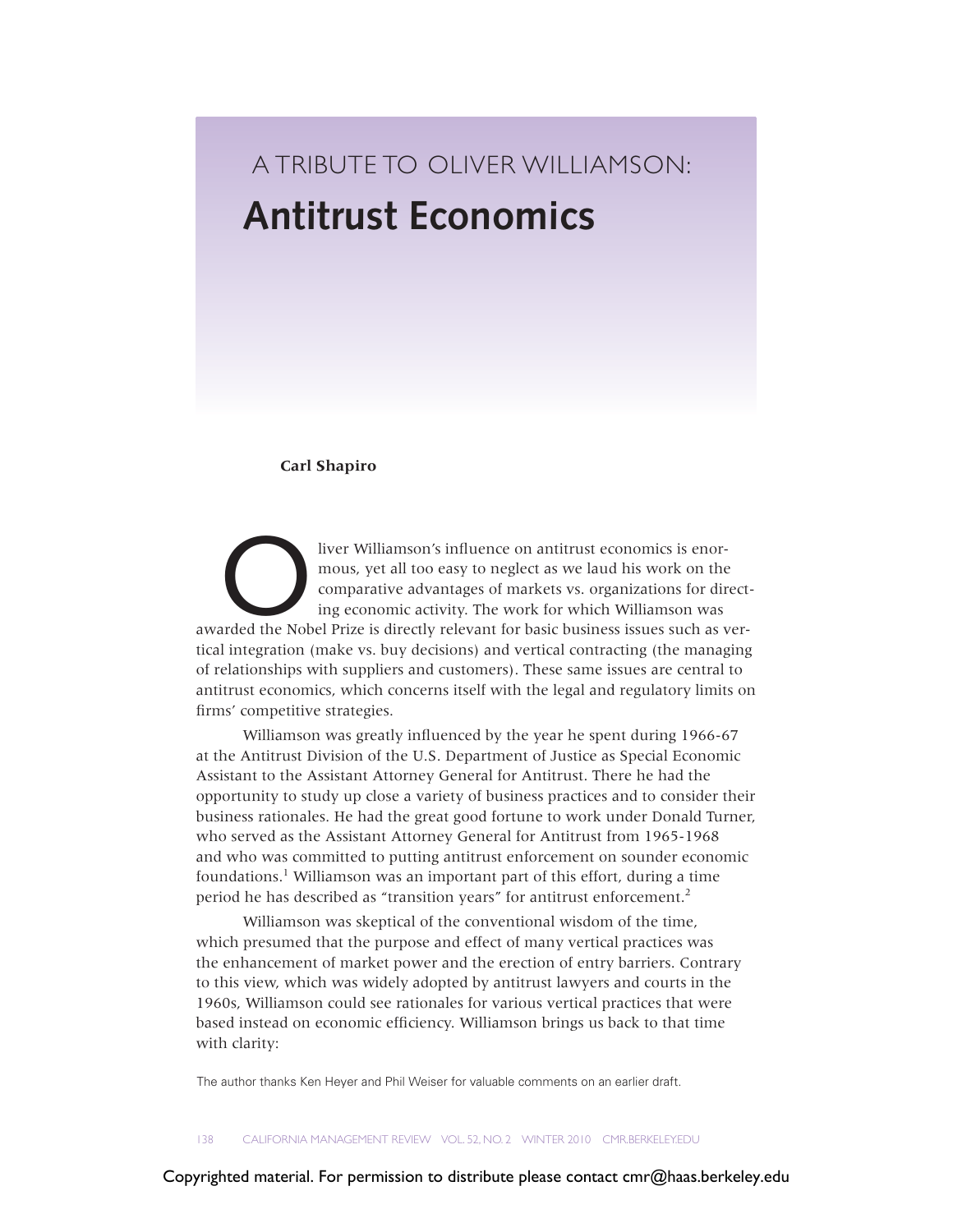# A TRIBUTE TO OLIVER WILLIAMSON:

# Antitrust Economics

**Carl Shapiro**

Oliver Williamson's influence on antitrust economics is enormous, yet all too easy to neglect as we laud his work on the comparative advantages of markets vs. organizations for directing economic activity. The work for which Williamson was awarded the Nobel Prize is directly relevant for basic business issues such as vertical integration (make vs. buy decisions) and vertical contracting (the managing of relationships with suppliers and customers). These same issues are central to antitrust economics, which concerns itself with the legal and regulatory limits on firms' competitive strategies.

Williamson was greatly influenced by the year he spent during 1966-67 at the Antitrust Division of the U.S. Department of Justice as Special Economic Assistant to the Assistant Attorney General for Antitrust. There he had the opportunity to study up close a variety of business practices and to consider their business rationales. He had the great good fortune to work under Donald Turner, who served as the Assistant Attorney General for Antitrust from 1965-1968 and who was committed to putting antitrust enforcement on sounder economic foundations.[1] Williamson was an important part of this effort, during a time period he has described as "transition years" for antitrust enforcement.[2]

Williamson was skeptical of the conventional wisdom of the time, which presumed that the purpose and effect of many vertical practices was the enhancement of market power and the erection of entry barriers. Contrary to this view, which was widely adopted by antitrust lawyers and courts in the 1960s, Williamson could see rationales for various vertical practices that were based instead on economic efficiency. Williamson brings us back to that time with clarity:

The author thanks Ken Heyer and Phil Weiser for valuable comments on an earlier draft.

Copyrighted material. For permission to distribute please contact cmr@haas.berkeley.edu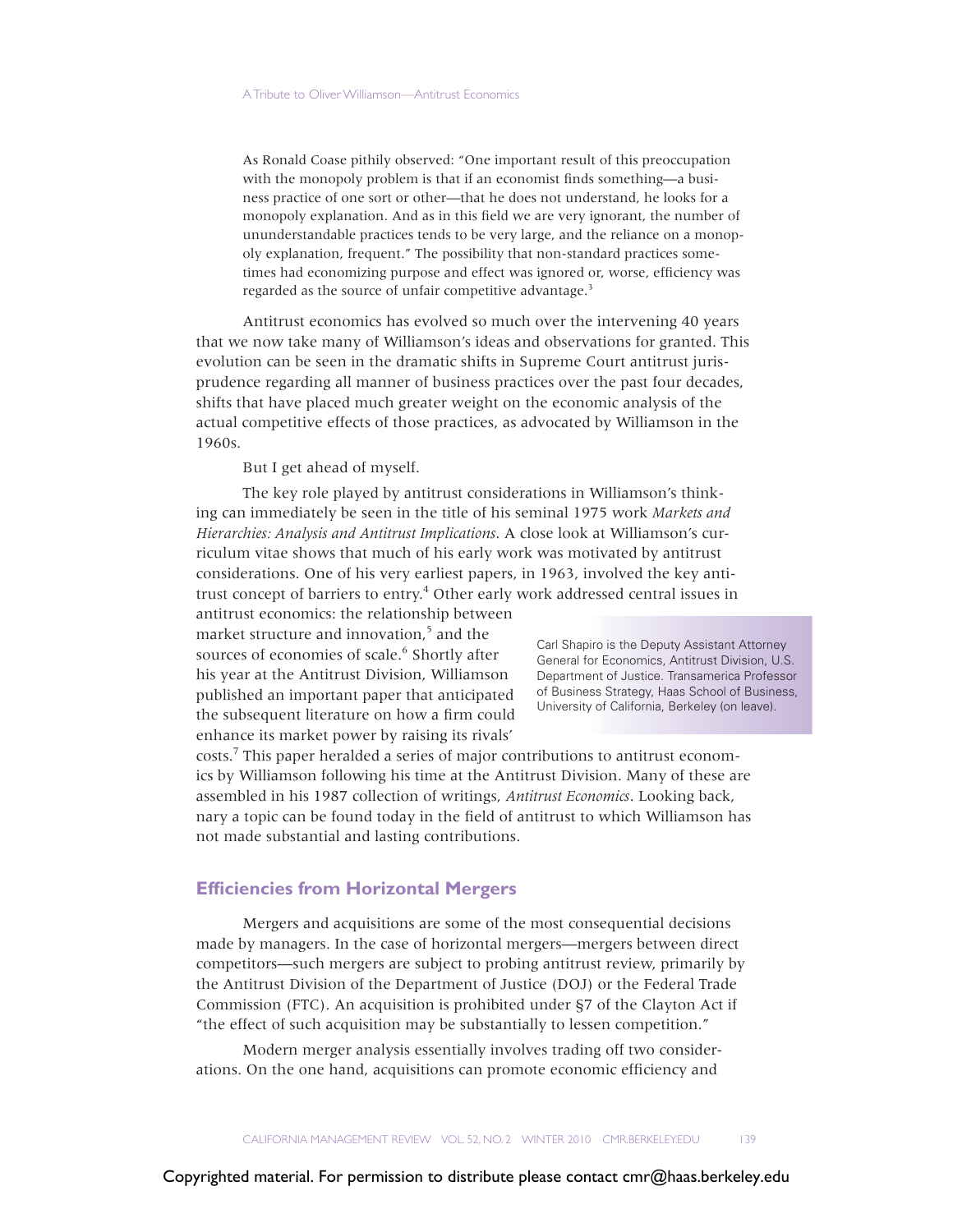As Ronald Coase pithily observed: "One important result of this preoccupation with the monopoly problem is that if an economist finds something—a business practice of one sort or other—that he does not understand, he looks for a monopoly explanation. And as in this field we are very ignorant, the number of ununderstandable practices tends to be very large, and the reliance on a monopoly explanation, frequent." The possibility that non-standard practices sometimes had economizing purpose and effect was ignored or, worse, efficiency was regarded as the source of unfair competitive advantage.[3]

Antitrust economics has evolved so much over the intervening 40 years that we now take many of Williamson's ideas and observations for granted. This evolution can be seen in the dramatic shifts in Supreme Court antitrust jurisprudence regarding all manner of business practices over the past four decades, shifts that have placed much greater weight on the economic analysis of the actual competitive effects of those practices, as advocated by Williamson in the 1960s.

But I get ahead of myself.

The key role played by antitrust considerations in Williamson's thinking can immediately be seen in the title of his seminal 1975 work *Markets and Hierarchies: Analysis and Antitrust Implications*. A close look at Williamson's curriculum vitae shows that much of his early work was motivated by antitrust considerations. One of his very earliest papers, in 1963, involved the key antitrust concept of barriers to entry.[4] Other early work addressed central issues in antitrust economics: the relationship between market structure and innovation,[5] and the sources of economies of scale.[6] Shortly after his year at the Antitrust Division, Williamson published an important paper that anticipated the subsequent literature on how a firm could enhance its market power by raising its rivals' costs.[7] This paper heralded a series of major contributions to antitrust economics by Williamson following his time at the Antitrust Division. Many of these are assembled in his 1987 collection of writings, *Antitrust Economics*. Looking back, nary a topic can be found today in the field of antitrust to which Williamson has not made substantial and lasting contributions.

Carl Shapiro is the Deputy Assistant Attorney General for Economics, Antitrust Division, U.S. Department of Justice. Transamerica Professor of Business Strategy, Haas School of Business, University of California, Berkeley (on leave).

## Efficiencies from Horizontal Mergers

Mergers and acquisitions are some of the most consequential decisions made by managers. In the case of horizontal mergers—mergers between direct competitors—such mergers are subject to probing antitrust review, primarily by the Antitrust Division of the Department of Justice (DOJ) or the Federal Trade Commission (FTC). An acquisition is prohibited under §7 of the Clayton Act if "the effect of such acquisition may be substantially to lessen competition."

Modern merger analysis essentially involves trading off two considerations. On the one hand, acquisitions can promote economic efficiency and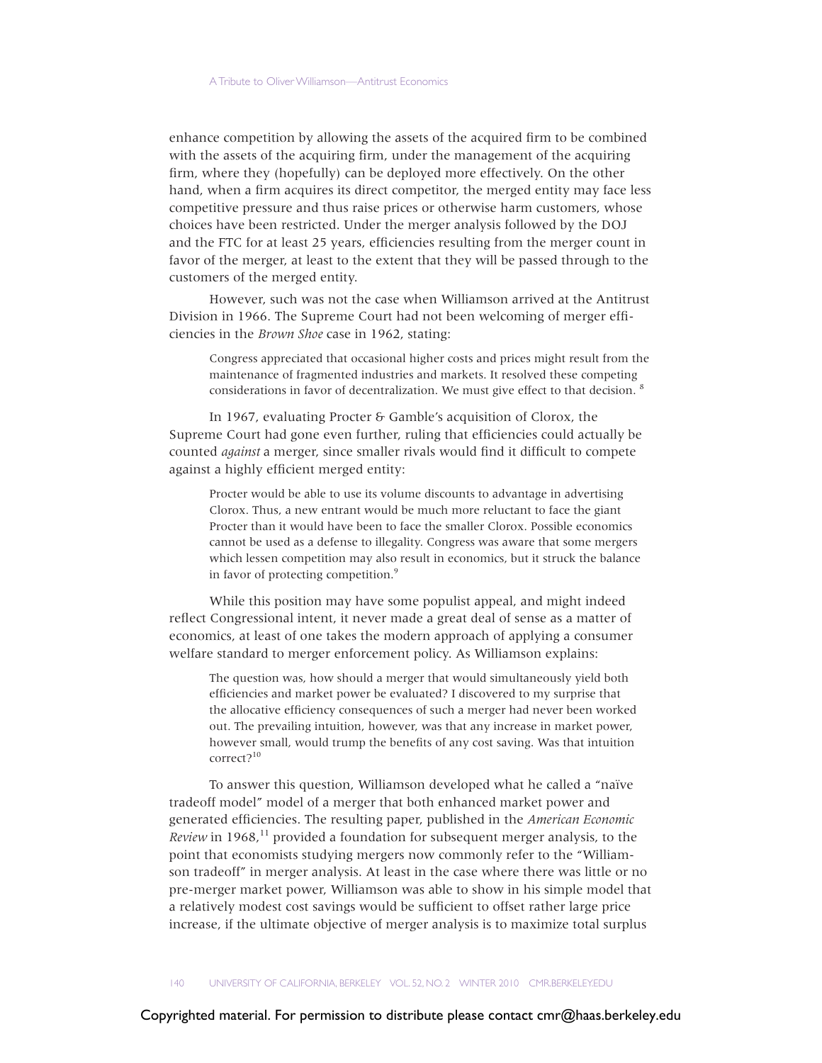enhance competition by allowing the assets of the acquired firm to be combined with the assets of the acquiring firm, under the management of the acquiring firm, where they (hopefully) can be deployed more effectively. On the other hand, when a firm acquires its direct competitor, the merged entity may face less competitive pressure and thus raise prices or otherwise harm customers, whose choices have been restricted. Under the merger analysis followed by the DOJ and the FTC for at least 25 years, efficiencies resulting from the merger count in favor of the merger, at least to the extent that they will be passed through to the customers of the merged entity.

However, such was not the case when Williamson arrived at the Antitrust Division in 1966. The Supreme Court had not been welcoming of merger efficiencies in the *Brown Shoe* case in 1962, stating:

> Congress appreciated that occasional higher costs and prices might result from the maintenance of fragmented industries and markets. It resolved these competing considerations in favor of decentralization. We must give effect to that decision. [8]

In 1967, evaluating Procter & Gamble's acquisition of Clorox, the Supreme Court had gone even further, ruling that efficiencies could actually be counted *against* a merger, since smaller rivals would find it difficult to compete against a highly efficient merged entity:

> Procter would be able to use its volume discounts to advantage in advertising Clorox. Thus, a new entrant would be much more reluctant to face the giant Procter than it would have been to face the smaller Clorox. Possible economics cannot be used as a defense to illegality. Congress was aware that some mergers which lessen competition may also result in economics, but it struck the balance in favor of protecting competition.[9]

While this position may have some populist appeal, and might indeed reflect Congressional intent, it never made a great deal of sense as a matter of economics, at least of one takes the modern approach of applying a consumer welfare standard to merger enforcement policy. As Williamson explains:

> The question was, how should a merger that would simultaneously yield both efficiencies and market power be evaluated? I discovered to my surprise that the allocative efficiency consequences of such a merger had never been worked out. The prevailing intuition, however, was that any increase in market power, however small, would trump the benefits of any cost saving. Was that intuition correct?[10]

To answer this question, Williamson developed what he called a "naïve tradeoff model" model of a merger that both enhanced market power and generated efficiencies. The resulting paper, published in the *American Economic Review* in 1968,[11] provided a foundation for subsequent merger analysis, to the point that economists studying mergers now commonly refer to the "Williamson tradeoff" in merger analysis. At least in the case where there was little or no pre-merger market power, Williamson was able to show in his simple model that a relatively modest cost savings would be sufficient to offset rather large price increase, if the ultimate objective of merger analysis is to maximize total surplus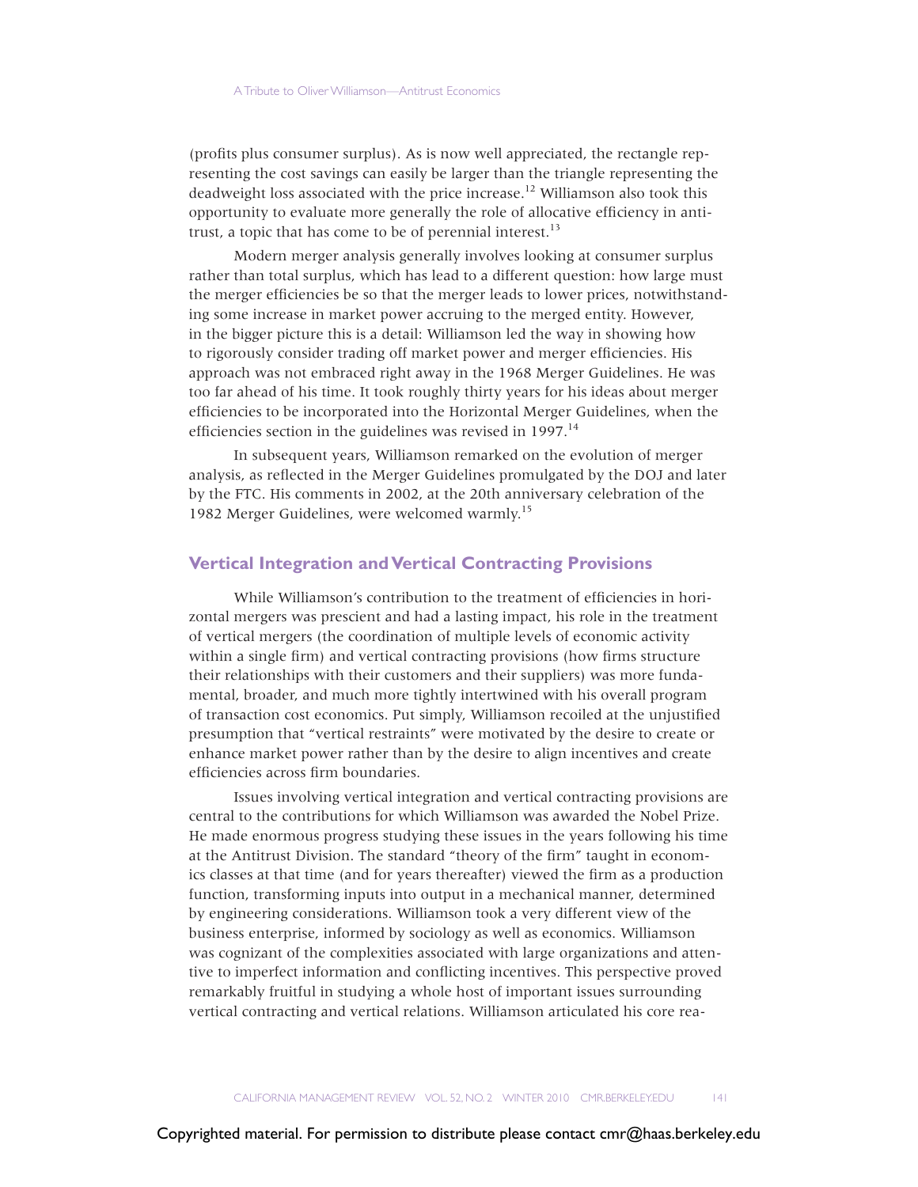(profits plus consumer surplus). As is now well appreciated, the rectangle representing the cost savings can easily be larger than the triangle representing the deadweight loss associated with the price increase.[12] Williamson also took this opportunity to evaluate more generally the role of allocative efficiency in antitrust, a topic that has come to be of perennial interest.[13]

Modern merger analysis generally involves looking at consumer surplus rather than total surplus, which has lead to a different question: how large must the merger efficiencies be so that the merger leads to lower prices, notwithstanding some increase in market power accruing to the merged entity. However, in the bigger picture this is a detail: Williamson led the way in showing how to rigorously consider trading off market power and merger efficiencies. His approach was not embraced right away in the 1968 Merger Guidelines. He was too far ahead of his time. It took roughly thirty years for his ideas about merger efficiencies to be incorporated into the Horizontal Merger Guidelines, when the efficiencies section in the guidelines was revised in 1997.[14]

In subsequent years, Williamson remarked on the evolution of merger analysis, as reflected in the Merger Guidelines promulgated by the DOJ and later by the FTC. His comments in 2002, at the 20th anniversary celebration of the 1982 Merger Guidelines, were welcomed warmly.[15]

## Vertical Integration and Vertical Contracting Provisions

While Williamson's contribution to the treatment of efficiencies in horizontal mergers was prescient and had a lasting impact, his role in the treatment of vertical mergers (the coordination of multiple levels of economic activity within a single firm) and vertical contracting provisions (how firms structure their relationships with their customers and their suppliers) was more fundamental, broader, and much more tightly intertwined with his overall program of transaction cost economics. Put simply, Williamson recoiled at the unjustified presumption that "vertical restraints" were motivated by the desire to create or enhance market power rather than by the desire to align incentives and create efficiencies across firm boundaries.

Issues involving vertical integration and vertical contracting provisions are central to the contributions for which Williamson was awarded the Nobel Prize. He made enormous progress studying these issues in the years following his time at the Antitrust Division. The standard "theory of the firm" taught in economics classes at that time (and for years thereafter) viewed the firm as a production function, transforming inputs into output in a mechanical manner, determined by engineering considerations. Williamson took a very different view of the business enterprise, informed by sociology as well as economics. Williamson was cognizant of the complexities associated with large organizations and attentive to imperfect information and conflicting incentives. This perspective proved remarkably fruitful in studying a whole host of important issues surrounding vertical contracting and vertical relations. Williamson articulated his core rea-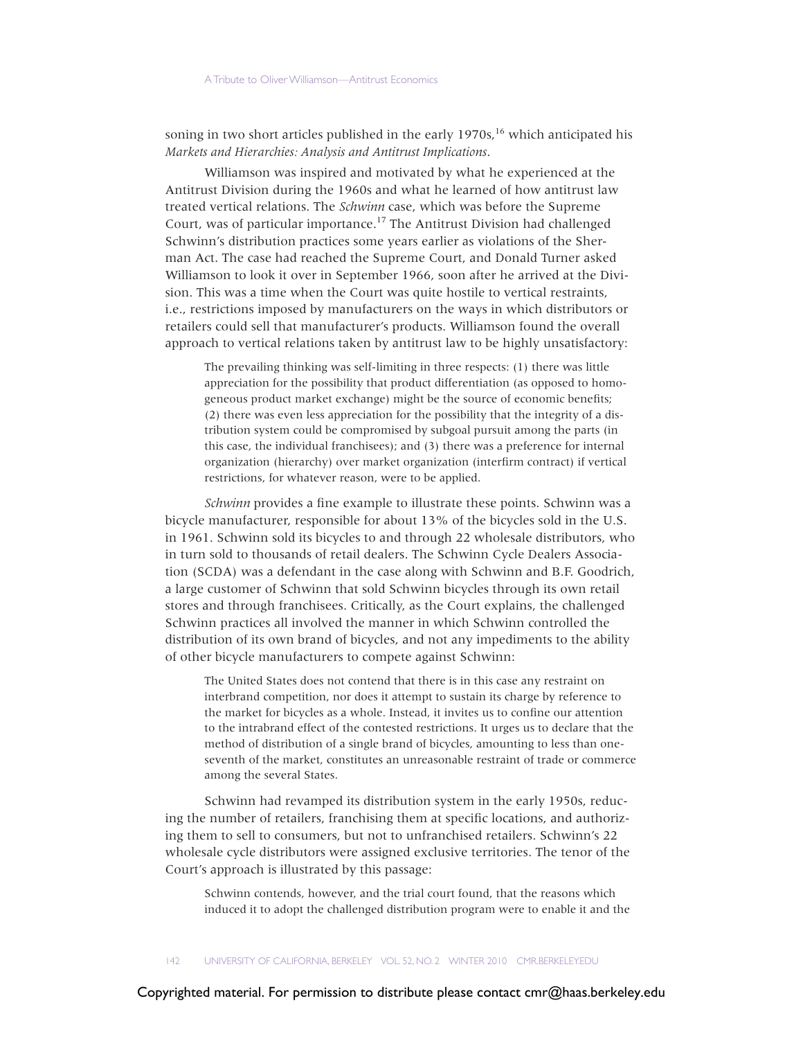soning in two short articles published in the early 1970s,[16] which anticipated his *Markets and Hierarchies: Analysis and Antitrust Implications*.

Williamson was inspired and motivated by what he experienced at the Antitrust Division during the 1960s and what he learned of how antitrust law treated vertical relations. The *Schwinn* case, which was before the Supreme Court, was of particular importance.[17] The Antitrust Division had challenged Schwinn's distribution practices some years earlier as violations of the Sherman Act. The case had reached the Supreme Court, and Donald Turner asked Williamson to look it over in September 1966, soon after he arrived at the Division. This was a time when the Court was quite hostile to vertical restraints, i.e., restrictions imposed by manufacturers on the ways in which distributors or retailers could sell that manufacturer's products. Williamson found the overall approach to vertical relations taken by antitrust law to be highly unsatisfactory:

> The prevailing thinking was self-limiting in three respects: (1) there was little appreciation for the possibility that product differentiation (as opposed to homogeneous product market exchange) might be the source of economic benefits; (2) there was even less appreciation for the possibility that the integrity of a distribution system could be compromised by subgoal pursuit among the parts (in this case, the individual franchisees); and (3) there was a preference for internal organization (hierarchy) over market organization (interfirm contract) if vertical restrictions, for whatever reason, were to be applied.

*Schwinn* provides a fine example to illustrate these points. Schwinn was a bicycle manufacturer, responsible for about 13% of the bicycles sold in the U.S. in 1961. Schwinn sold its bicycles to and through 22 wholesale distributors, who in turn sold to thousands of retail dealers. The Schwinn Cycle Dealers Association (SCDA) was a defendant in the case along with Schwinn and B.F. Goodrich, a large customer of Schwinn that sold Schwinn bicycles through its own retail stores and through franchisees. Critically, as the Court explains, the challenged Schwinn practices all involved the manner in which Schwinn controlled the distribution of its own brand of bicycles, and not any impediments to the ability of other bicycle manufacturers to compete against Schwinn:

> The United States does not contend that there is in this case any restraint on interbrand competition, nor does it attempt to sustain its charge by reference to the market for bicycles as a whole. Instead, it invites us to confine our attention to the intrabrand effect of the contested restrictions. It urges us to declare that the method of distribution of a single brand of bicycles, amounting to less than one-seventh of the market, constitutes an unreasonable restraint of trade or commerce among the several States.

Schwinn had revamped its distribution system in the early 1950s, reducing the number of retailers, franchising them at specific locations, and authorizing them to sell to consumers, but not to unfranchised retailers. Schwinn's 22 wholesale cycle distributors were assigned exclusive territories. The tenor of the Court's approach is illustrated by this passage:

> Schwinn contends, however, and the trial court found, that the reasons which induced it to adopt the challenged distribution program were to enable it and the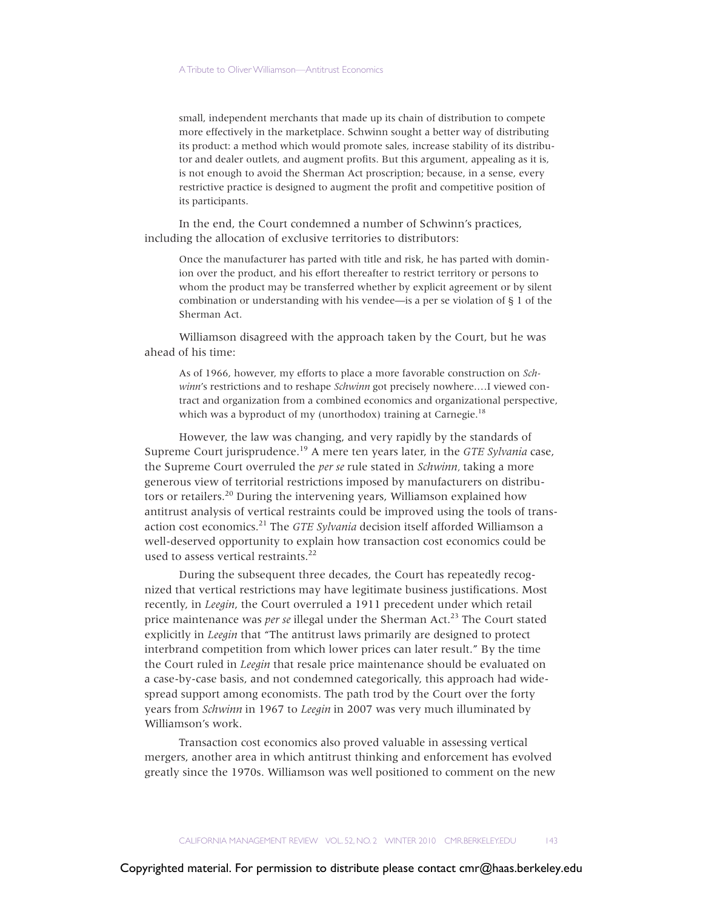> small, independent merchants that made up its chain of distribution to compete more effectively in the marketplace. Schwinn sought a better way of distributing its product: a method which would promote sales, increase stability of its distributor and dealer outlets, and augment profits. But this argument, appealing as it is, is not enough to avoid the Sherman Act proscription; because, in a sense, every restrictive practice is designed to augment the profit and competitive position of its participants.

In the end, the Court condemned a number of Schwinn's practices, including the allocation of exclusive territories to distributors:

> Once the manufacturer has parted with title and risk, he has parted with dominion over the product, and his effort thereafter to restrict territory or persons to whom the product may be transferred whether by explicit agreement or by silent combination or understanding with his vendee—is a per se violation of § 1 of the Sherman Act.

Williamson disagreed with the approach taken by the Court, but he was ahead of his time:

> As of 1966, however, my efforts to place a more favorable construction on *Schwinn*'s restrictions and to reshape *Schwinn* got precisely nowhere.…I viewed contract and organization from a combined economics and organizational perspective, which was a byproduct of my (unorthodox) training at Carnegie.[18]

However, the law was changing, and very rapidly by the standards of Supreme Court jurisprudence.[19] A mere ten years later, in the *GTE Sylvania* case, the Supreme Court overruled the *per se* rule stated in *Schwinn*, taking a more generous view of territorial restrictions imposed by manufacturers on distributors or retailers.[20] During the intervening years, Williamson explained how antitrust analysis of vertical restraints could be improved using the tools of transaction cost economics.[21] The *GTE Sylvania* decision itself afforded Williamson a well-deserved opportunity to explain how transaction cost economics could be used to assess vertical restraints.[22]

During the subsequent three decades, the Court has repeatedly recognized that vertical restrictions may have legitimate business justifications. Most recently, in *Leegin*, the Court overruled a 1911 precedent under which retail price maintenance was *per se* illegal under the Sherman Act.[23] The Court stated explicitly in *Leegin* that "The antitrust laws primarily are designed to protect interbrand competition from which lower prices can later result." By the time the Court ruled in *Leegin* that resale price maintenance should be evaluated on a case-by-case basis, and not condemned categorically, this approach had widespread support among economists. The path trod by the Court over the forty years from *Schwinn* in 1967 to *Leegin* in 2007 was very much illuminated by Williamson's work.

Transaction cost economics also proved valuable in assessing vertical mergers, another area in which antitrust thinking and enforcement has evolved greatly since the 1970s. Williamson was well positioned to comment on the new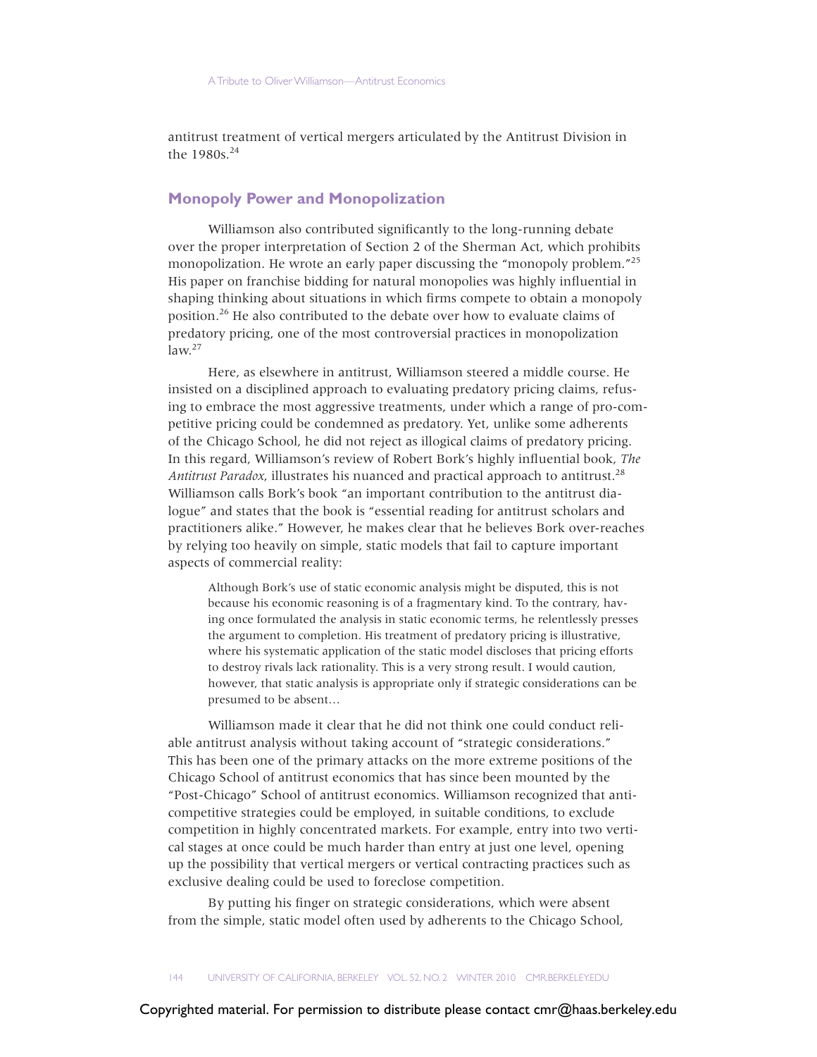antitrust treatment of vertical mergers articulated by the Antitrust Division in the 1980s.[24]

## Monopoly Power and Monopolization

Williamson also contributed significantly to the long-running debate over the proper interpretation of Section 2 of the Sherman Act, which prohibits monopolization. He wrote an early paper discussing the "monopoly problem."[25] His paper on franchise bidding for natural monopolies was highly influential in shaping thinking about situations in which firms compete to obtain a monopoly position.[26] He also contributed to the debate over how to evaluate claims of predatory pricing, one of the most controversial practices in monopolization law.[27]

Here, as elsewhere in antitrust, Williamson steered a middle course. He insisted on a disciplined approach to evaluating predatory pricing claims, refusing to embrace the most aggressive treatments, under which a range of pro-competitive pricing could be condemned as predatory. Yet, unlike some adherents of the Chicago School, he did not reject as illogical claims of predatory pricing. In this regard, Williamson's review of Robert Bork's highly influential book, *The Antitrust Paradox*, illustrates his nuanced and practical approach to antitrust.[28] Williamson calls Bork's book "an important contribution to the antitrust dialogue" and states that the book is "essential reading for antitrust scholars and practitioners alike." However, he makes clear that he believes Bork over-reaches by relying too heavily on simple, static models that fail to capture important aspects of commercial reality:

> Although Bork's use of static economic analysis might be disputed, this is not because his economic reasoning is of a fragmentary kind. To the contrary, having once formulated the analysis in static economic terms, he relentlessly presses the argument to completion. His treatment of predatory pricing is illustrative, where his systematic application of the static model discloses that pricing efforts to destroy rivals lack rationality. This is a very strong result. I would caution, however, that static analysis is appropriate only if strategic considerations can be presumed to be absent…

Williamson made it clear that he did not think one could conduct reliable antitrust analysis without taking account of "strategic considerations." This has been one of the primary attacks on the more extreme positions of the Chicago School of antitrust economics that has since been mounted by the "Post-Chicago" School of antitrust economics. Williamson recognized that anti-competitive strategies could be employed, in suitable conditions, to exclude competition in highly concentrated markets. For example, entry into two vertical stages at once could be much harder than entry at just one level, opening up the possibility that vertical mergers or vertical contracting practices such as exclusive dealing could be used to foreclose competition.

By putting his finger on strategic considerations, which were absent from the simple, static model often used by adherents to the Chicago School,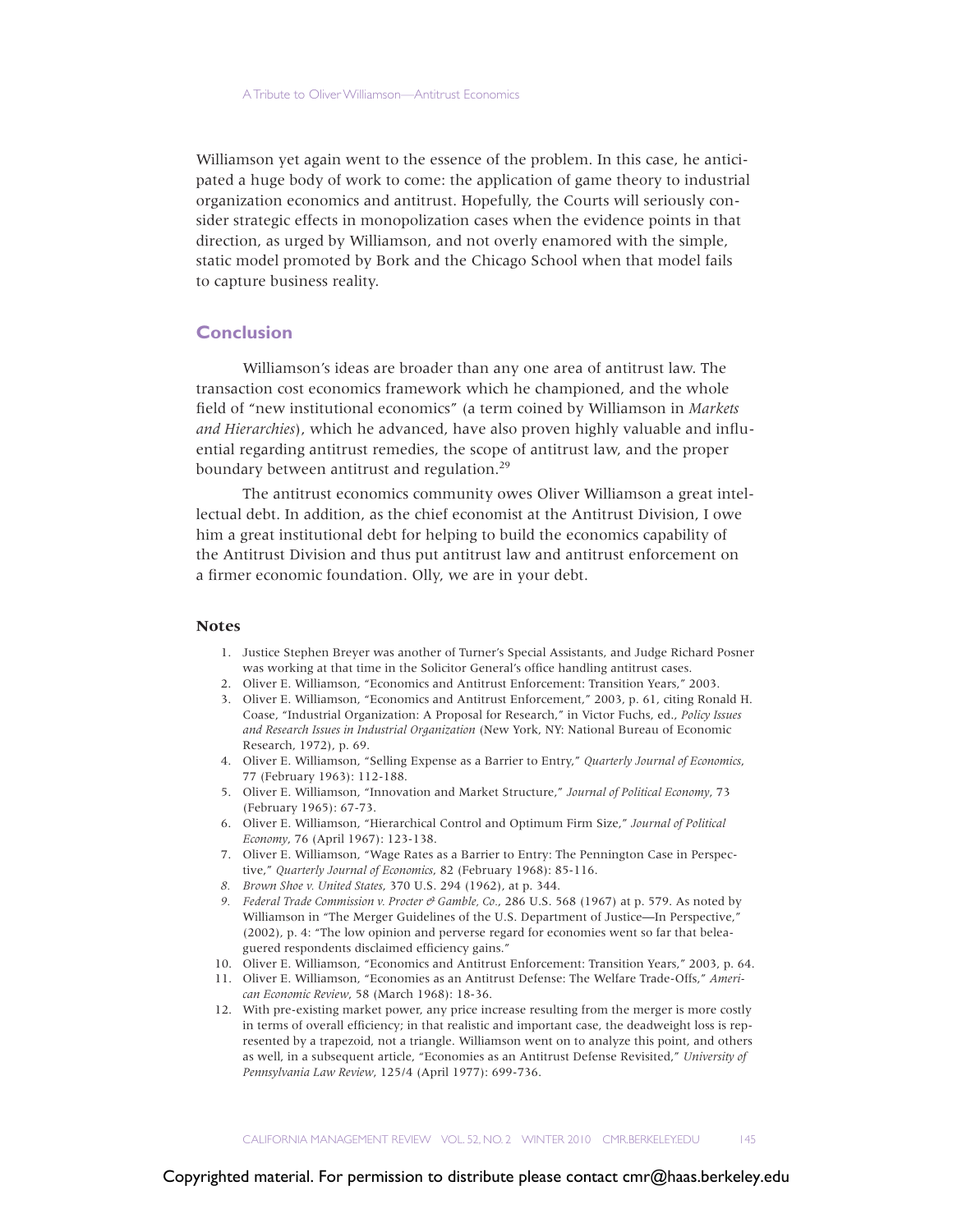Williamson yet again went to the essence of the problem. In this case, he anticipated a huge body of work to come: the application of game theory to industrial organization economics and antitrust. Hopefully, the Courts will seriously consider strategic effects in monopolization cases when the evidence points in that direction, as urged by Williamson, and not overly enamored with the simple, static model promoted by Bork and the Chicago School when that model fails to capture business reality.

## Conclusion

Williamson's ideas are broader than any one area of antitrust law. The transaction cost economics framework which he championed, and the whole field of "new institutional economics" (a term coined by Williamson in *Markets and Hierarchies*), which he advanced, have also proven highly valuable and influential regarding antitrust remedies, the scope of antitrust law, and the proper boundary between antitrust and regulation.[29]

The antitrust economics community owes Oliver Williamson a great intellectual debt. In addition, as the chief economist at the Antitrust Division, I owe him a great institutional debt for helping to build the economics capability of the Antitrust Division and thus put antitrust law and antitrust enforcement on a firmer economic foundation. Olly, we are in your debt.

### Notes

1. Justice Stephen Breyer was another of Turner's Special Assistants, and Judge Richard Posner was working at that time in the Solicitor General's office handling antitrust cases.
2. Oliver E. Williamson, "Economics and Antitrust Enforcement: Transition Years," 2003.
3. Oliver E. Williamson, "Economics and Antitrust Enforcement," 2003, p. 61, citing Ronald H. Coase, "Industrial Organization: A Proposal for Research," in Victor Fuchs, ed., *Policy Issues and Research Issues in Industrial Organization* (New York, NY: National Bureau of Economic Research, 1972), p. 69.
4. Oliver E. Williamson, "Selling Expense as a Barrier to Entry," *Quarterly Journal of Economics*, 77 (February 1963): 112-188.
5. Oliver E. Williamson, "Innovation and Market Structure," *Journal of Political Economy*, 73 (February 1965): 67-73.
6. Oliver E. Williamson, "Hierarchical Control and Optimum Firm Size," *Journal of Political Economy*, 76 (April 1967): 123-138.
7. Oliver E. Williamson, "Wage Rates as a Barrier to Entry: The Pennington Case in Perspective," *Quarterly Journal of Economics*, 82 (February 1968): 85-116.
8. *Brown Shoe v. United States*, 370 U.S. 294 (1962), at p. 344.
9. *Federal Trade Commission v. Procter & Gamble, Co.*, 286 U.S. 568 (1967) at p. 579. As noted by Williamson in "The Merger Guidelines of the U.S. Department of Justice—In Perspective," (2002), p. 4: "The low opinion and perverse regard for economies went so far that beleaguered respondents disclaimed efficiency gains."
10. Oliver E. Williamson, "Economics and Antitrust Enforcement: Transition Years," 2003, p. 64.
11. Oliver E. Williamson, "Economies as an Antitrust Defense: The Welfare Trade-Offs," *American Economic Review*, 58 (March 1968): 18-36.
12. With pre-existing market power, any price increase resulting from the merger is more costly in terms of overall efficiency; in that realistic and important case, the deadweight loss is represented by a trapezoid, not a triangle. Williamson went on to analyze this point, and others as well, in a subsequent article, "Economies as an Antitrust Defense Revisited," *University of Pennsylvania Law Review*, 125/4 (April 1977): 699-736.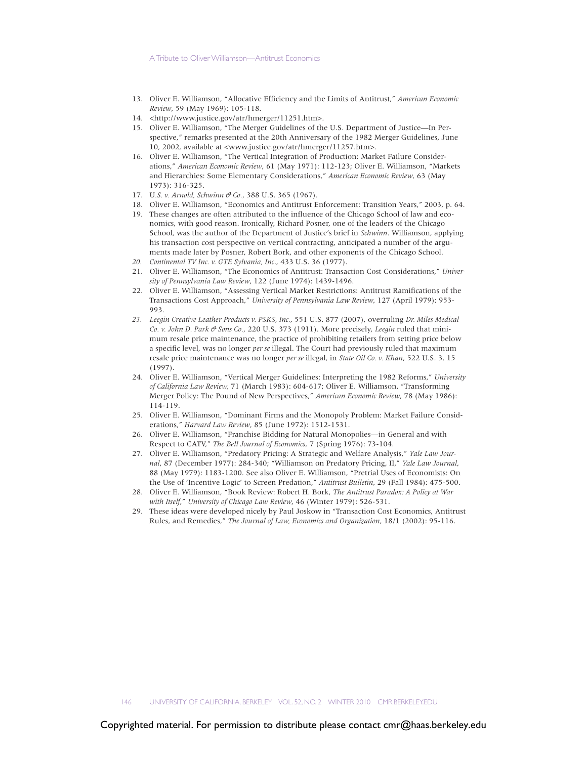13. Oliver E. Williamson, "Allocative Efficiency and the Limits of Antitrust," *American Economic Review*, 59 (May 1969): 105-118.
14. <http://www.justice.gov/atr/hmerger/11251.htm>.
15. Oliver E. Williamson, "The Merger Guidelines of the U.S. Department of Justice—In Perspective," remarks presented at the 20th Anniversary of the 1982 Merger Guidelines, June 10, 2002, available at <www.justice.gov/atr/hmerger/11257.htm>.
16. Oliver E. Williamson, "The Vertical Integration of Production: Market Failure Considerations," *American Economic Review*, 61 (May 1971): 112-123; Oliver E. Williamson, "Markets and Hierarchies: Some Elementary Considerations," *American Economic Review*, 63 (May 1973): 316-325.
17. *U.S. v. Arnold, Schwinn & Co.*, 388 U.S. 365 (1967).
18. Oliver E. Williamson, "Economics and Antitrust Enforcement: Transition Years," 2003, p. 64.
19. These changes are often attributed to the influence of the Chicago School of law and economics, with good reason. Ironically, Richard Posner, one of the leaders of the Chicago School, was the author of the Department of Justice's brief in *Schwinn*. Williamson, applying his transaction cost perspective on vertical contracting, anticipated a number of the arguments made later by Posner, Robert Bork, and other exponents of the Chicago School.
20. *Continental TV Inc. v. GTE Sylvania, Inc.*, 433 U.S. 36 (1977).
21. Oliver E. Williamson, "The Economics of Antitrust: Transaction Cost Considerations," *University of Pennsylvania Law Review*, 122 (June 1974): 1439-1496.
22. Oliver E. Williamson, "Assessing Vertical Market Restrictions: Antitrust Ramifications of the Transactions Cost Approach," *University of Pennsylvania Law Review*, 127 (April 1979): 953-993.
23. *Leegin Creative Leather Products v. PSKS, Inc.*, 551 U.S. 877 (2007), overruling *Dr. Miles Medical Co. v. John D. Park & Sons Co.*, 220 U.S. 373 (1911). More precisely, *Leegin* ruled that minimum resale price maintenance, the practice of prohibiting retailers from setting price below a specific level, was no longer *per se* illegal. The Court had previously ruled that maximum resale price maintenance was no longer *per se* illegal, in *State Oil Co. v. Khan*, 522 U.S. 3, 15 (1997).
24. Oliver E. Williamson, "Vertical Merger Guidelines: Interpreting the 1982 Reforms," *University of California Law Review*, 71 (March 1983): 604-617; Oliver E. Williamson, "Transforming Merger Policy: The Pound of New Perspectives," *American Economic Review*, 78 (May 1986): 114-119.
25. Oliver E. Williamson, "Dominant Firms and the Monopoly Problem: Market Failure Considerations," *Harvard Law Review*, 85 (June 1972): 1512-1531.
26. Oliver E. Williamson, "Franchise Bidding for Natural Monopolies—in General and with Respect to CATV," *The Bell Journal of Economics*, 7 (Spring 1976): 73-104.
27. Oliver E. Williamson, "Predatory Pricing: A Strategic and Welfare Analysis," *Yale Law Journal*, 87 (December 1977): 284-340; "Williamson on Predatory Pricing, II," *Yale Law Journal*, 88 (May 1979): 1183-1200. See also Oliver E. Williamson, "Pretrial Uses of Economists: On the Use of 'Incentive Logic' to Screen Predation," *Antitrust Bulletin*, 29 (Fall 1984): 475-500.
28. Oliver E. Williamson, "Book Review: Robert H. Bork, *The Antitrust Paradox: A Policy at War with Itself*," *University of Chicago Law Review*, 46 (Winter 1979): 526-531.
29. These ideas were developed nicely by Paul Joskow in "Transaction Cost Economics, Antitrust Rules, and Remedies," *The Journal of Law, Economics and Organization*, 18/1 (2002): 95-116.

Copyrighted material. For permission to distribute please contact cmr@haas.berkeley.edu